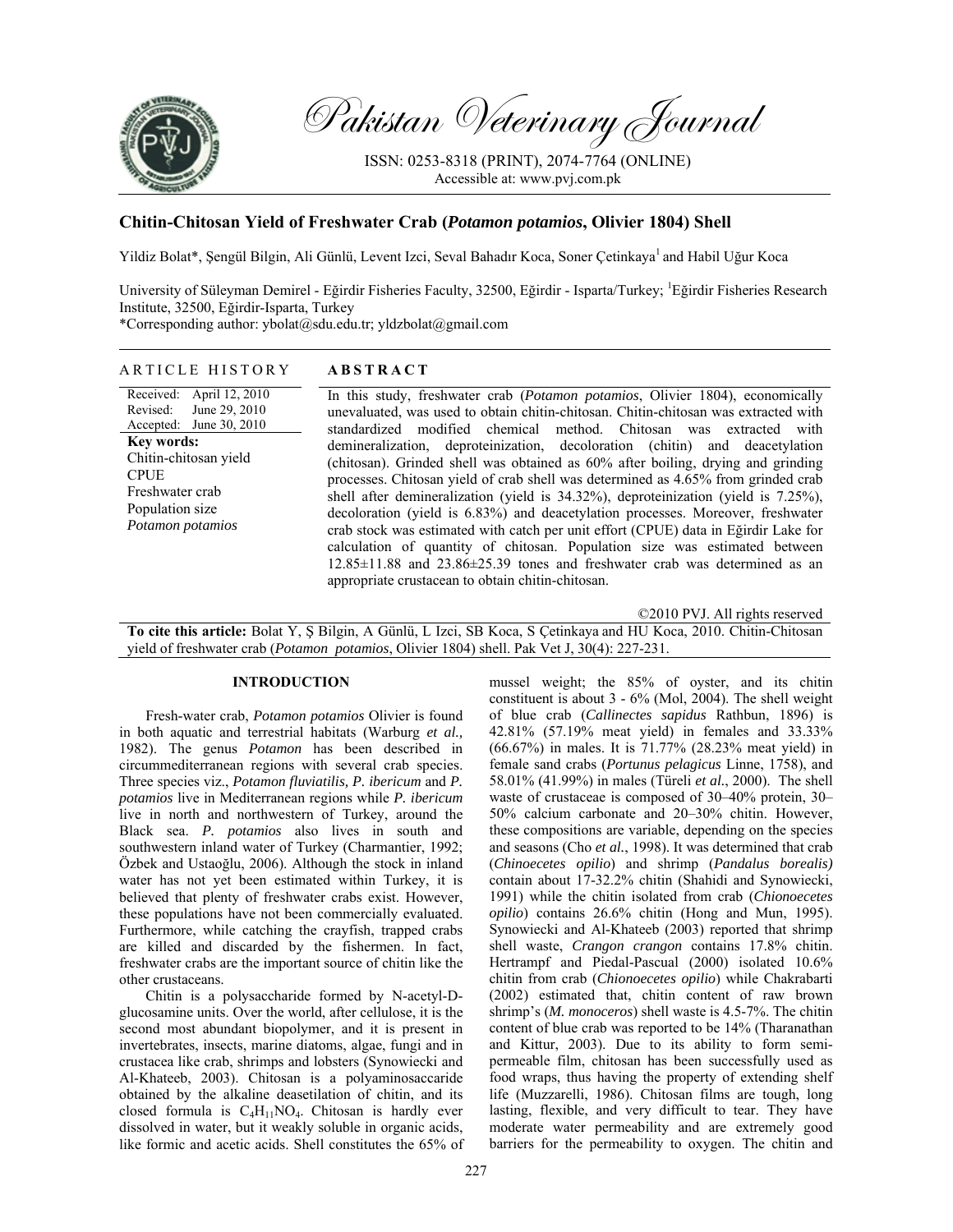# Pakistan Veterinary Journal

ISSN: 0253-8318 (PRINT), 2074-7764 (ONLINE)
Accessible at: www.pvj.com.pk

## Chitin-Chitosan Yield of Freshwater Crab (*Potamon potamios*, Olivier 1804) Shell

Yildiz Bolat*, Şengül Bilgin, Ali Günlü, Levent Izci, Seval Bahadır Koca, Soner Çetinkaya[1] and Habil Uğur Koca

University of Süleyman Demirel - Eğirdir Fisheries Faculty, 32500, Eğirdir - Isparta/Turkey; [1]Eğirdir Fisheries Research Institute, 32500, Eğirdir-Isparta, Turkey

*Corresponding author: ybolat@sdu.edu.tr; yldzbolat@gmail.com

### ARTICLE HISTORY

Received: April 12, 2010
Revised: June 29, 2010
Accepted: June 30, 2010

**Key words:**
Chitin-chitosan yield
CPUE
Freshwater crab
Population size
*Potamon potamios*

### ABSTRACT

In this study, freshwater crab (*Potamon potamios*, Olivier 1804), economically unevaluated, was used to obtain chitin-chitosan. Chitin-chitosan was extracted with standardized modified chemical method. Chitosan was extracted with demineralization, deproteinization, decoloration (chitin) and deacetylation (chitosan). Grinded shell was obtained as 60% after boiling, drying and grinding processes. Chitosan yield of crab shell was determined as 4.65% from grinded crab shell after demineralization (yield is 34.32%), deproteinization (yield is 7.25%), decoloration (yield is 6.83%) and deacetylation processes. Moreover, freshwater crab stock was estimated with catch per unit effort (CPUE) data in Eğirdir Lake for calculation of quantity of chitosan. Population size was estimated between 12.85±11.88 and 23.86±25.39 tones and freshwater crab was determined as an appropriate crustacean to obtain chitin-chitosan.

©2010 PVJ. All rights reserved

**To cite this article:** Bolat Y, Ş Bilgin, A Günlü, L Izci, SB Koca, S Çetinkaya and HU Koca, 2010. Chitin-Chitosan yield of freshwater crab (*Potamon potamios*, Olivier 1804) shell. Pak Vet J, 30(4): 227-231.

## INTRODUCTION

Fresh-water crab, *Potamon potamios* Olivier is found in both aquatic and terrestrial habitats (Warburg *et al.,* 1982). The genus *Potamon* has been described in circummediterranean regions with several crab species. Three species viz., *Potamon fluviatilis, P. ibericum* and *P. potamios* live in Mediterranean regions while *P. ibericum* live in north and northwestern of Turkey, around the Black sea. *P. potamios* also lives in south and southwestern inland water of Turkey (Charmantier, 1992; Özbek and Ustaoğlu, 2006). Although the stock in inland water has not yet been estimated within Turkey, it is believed that plenty of freshwater crabs exist. However, these populations have not been commercially evaluated. Furthermore, while catching the crayfish, trapped crabs are killed and discarded by the fishermen. In fact, freshwater crabs are the important source of chitin like the other crustaceans.

Chitin is a polysaccharide formed by N-acetyl-D-glucosamine units. Over the world, after cellulose, it is the second most abundant biopolymer, and it is present in invertebrates, insects, marine diatoms, algae, fungi and in crustacea like crab, shrimps and lobsters (Synowiecki and Al-Khateeb, 2003). Chitosan is a polyaminosaccharide obtained by the alkaline deasetilation of chitin, and its closed formula is $C_4H_{11}NO_4$. Chitosan is hardly ever dissolved in water, but it weakly soluble in organic acids, like formic and acetic acids. Shell constitutes the 65% of mussel weight; the 85% of oyster, and its chitin constituent is about 3 - 6% (Mol, 2004). The shell weight of blue crab (*Callinectes sapidus* Rathbun, 1896) is 42.81% (57.19% meat yield) in females and 33.33% (66.67%) in males. It is 71.77% (28.23% meat yield) in female sand crabs (*Portunus pelagicus* Linne, 1758), and 58.01% (41.99%) in males (Türeli *et al.*, 2000). The shell waste of crustaceae is composed of 30–40% protein, 30–50% calcium carbonate and 20–30% chitin. However, these compositions are variable, depending on the species and seasons (Cho *et al.*, 1998). It was determined that crab (*Chinoecetes opilio*) and shrimp (*Pandalus borealis)* contain about 17-32.2% chitin (Shahidi and Synowiecki, 1991) while the chitin isolated from crab (*Chionoecetes opilio*) contains 26.6% chitin (Hong and Mun, 1995). Synowiecki and Al-Khateeb (2003) reported that shrimp shell waste, *Crangon crangon* contains 17.8% chitin. Hertrampf and Piedal-Pascual (2000) isolated 10.6% chitin from crab (*Chionoecetes opilio*) while Chakrabarti (2002) estimated that, chitin content of raw brown shrimp's (*M. monoceros*) shell waste is 4.5-7%. The chitin content of blue crab was reported to be 14% (Tharanathan and Kittur, 2003). Due to its ability to form semi-permeable film, chitosan has been successfully used as food wraps, thus having the property of extending shelf life (Muzzarelli, 1986). Chitosan films are tough, long lasting, flexible, and very difficult to tear. They have moderate water permeability and are extremely good barriers for the permeability to oxygen. The chitin and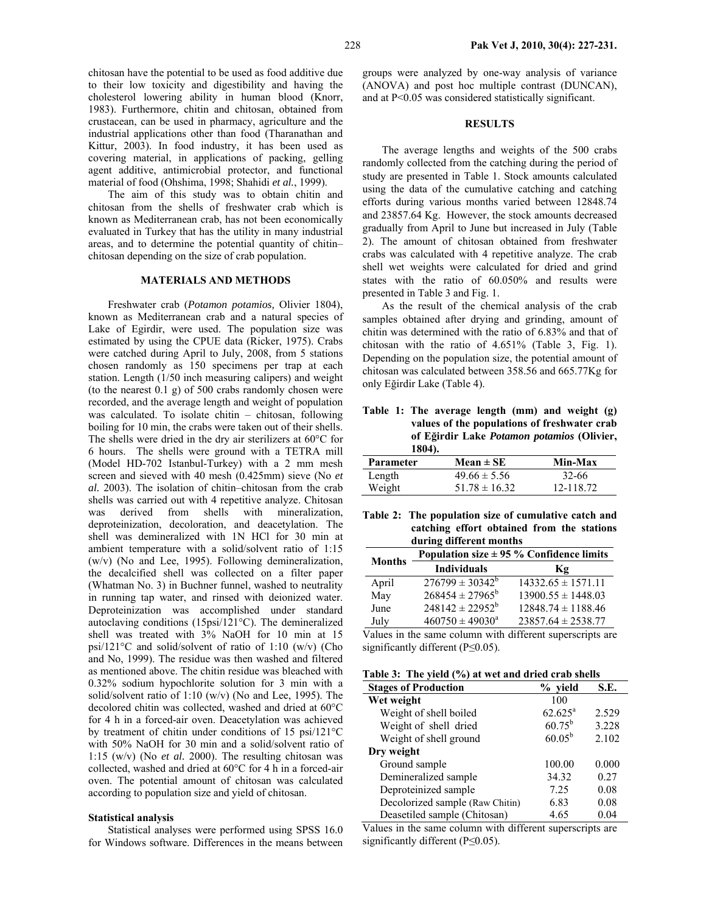chitosan have the potential to be used as food additive due to their low toxicity and digestibility and having the cholesterol lowering ability in human blood (Knorr, 1983). Furthermore, chitin and chitosan, obtained from crustacean, can be used in pharmacy, agriculture and the industrial applications other than food (Tharanathan and Kittur, 2003). In food industry, it has been used as covering material, in applications of packing, gelling agent additive, antimicrobial protector, and functional material of food (Ohshima, 1998; Shahidi *et al.*, 1999).

The aim of this study was to obtain chitin and chitosan from the shells of freshwater crab which is known as Mediterranean crab, has not been economically evaluated in Turkey that has the utility in many industrial areas, and to determine the potential quantity of chitin–chitosan depending on the size of crab population.

## MATERIALS AND METHODS

Freshwater crab (*Potamon potamios,* Olivier 1804), known as Mediterranean crab and a natural species of Lake of Egirdir, were used. The population size was estimated by using the CPUE data (Ricker, 1975). Crabs were catched during April to July, 2008, from 5 stations chosen randomly as 150 specimens per trap at each station. Length (1/50 inch measuring calipers) and weight (to the nearest 0.1 g) of 500 crabs randomly chosen were recorded, and the average length and weight of population was calculated. To isolate chitin – chitosan, following boiling for 10 min, the crabs were taken out of their shells. The shells were dried in the dry air sterilizers at 60°C for 6 hours. The shells were ground with a TETRA mill (Model HD-702 Istanbul-Turkey) with a 2 mm mesh screen and sieved with 40 mesh (0.425mm) sieve (No *et al.* 2003). The isolation of chitin–chitosan from the crab shells was carried out with 4 repetitive analyze. Chitosan was derived from shells with mineralization, deproteinization, decoloration, and deacetylation. The shell was demineralized with 1N HCl for 30 min at ambient temperature with a solid/solvent ratio of 1:15 (w/v) (No and Lee, 1995). Following demineralization, the decalcified shell was collected on a filter paper (Whatman No. 3) in Buchner funnel, washed to neutrality in running tap water, and rinsed with deionized water. Deproteinization was accomplished under standard autoclaving conditions (15psi/121°C). The demineralized shell was treated with 3% NaOH for 10 min at 15 psi/121°C and solid/solvent of ratio of 1:10 (w/v) (Cho and No, 1999). The residue was then washed and filtered as mentioned above. The chitin residue was bleached with 0.32% sodium hypochlorite solution for 3 min with a solid/solvent ratio of 1:10 (w/v) (No and Lee, 1995). The decolored chitin was collected, washed and dried at 60°C for 4 h in a forced-air oven. Deacetylation was achieved by treatment of chitin under conditions of 15 psi/121°C with 50% NaOH for 30 min and a solid/solvent ratio of 1:15 (w/v) (No *et al.* 2000). The resulting chitosan was collected, washed and dried at 60°C for 4 h in a forced-air oven. The potential amount of chitosan was calculated according to population size and yield of chitosan.

### Statistical analysis

Statistical analyses were performed using SPSS 16.0 for Windows software. Differences in the means between groups were analyzed by one-way analysis of variance (ANOVA) and post hoc multiple contrast (DUNCAN), and at P<0.05 was considered statistically significant.

## RESULTS

The average lengths and weights of the 500 crabs randomly collected from the catching during the period of study are presented in Table 1. Stock amounts calculated using the data of the cumulative catching and catching efforts during various months varied between 12848.74 and 23857.64 Kg. However, the stock amounts decreased gradually from April to June but increased in July (Table 2). The amount of chitosan obtained from freshwater crabs was calculated with 4 repetitive analyze. The crab shell wet weights were calculated for dried and grind states with the ratio of 60.050% and results were presented in Table 3 and Fig. 1.

As the result of the chemical analysis of the crab samples obtained after drying and grinding, amount of chitin was determined with the ratio of 6.83% and that of chitosan with the ratio of 4.651% (Table 3, Fig. 1). Depending on the population size, the potential amount of chitosan was calculated between 358.56 and 665.77Kg for only Eğirdir Lake (Table 4).

**Table 1: The average length (mm) and weight (g) values of the populations of freshwater crab of Eğirdir Lake *Potamon potamios* (Olivier, 1804).**

| Parameter | Mean ± SE | Min-Max |
|---|---|---|
| Length | 49.66 ± 5.56 | 32-66 |
| Weight | 51.78 ± 16.32 | 12-118.72 |

**Table 2: The population size of cumulative catch and catching effort obtained from the stations during different months**

| Months | Population size ± 95 % Confidence limits | |
|---|---|---|
| | Individuals | Kg |
| April | 276799 ± 30342[b] | 14332.65 ± 1571.11 |
| May | 268454 ± 27965[b] | 13900.55 ± 1448.03 |
| June | 248142 ± 22952[b] | 12848.74 ± 1188.46 |
| July | 460750 ± 49030[a] | 23857.64 ± 2538.77 |

Values in the same column with different superscripts are significantly different (P≤0.05).

**Table 3: The yield (%) at wet and dried crab shells**

| Stages of Production | % yield | S.E. |
|---|---|---|
| **Wet weight** | 100 | |
| Weight of shell boiled | 62.625[a] | 2.529 |
| Weight of shell dried | 60.75[b] | 3.228 |
| Weight of shell ground | 60.05[b] | 2.102 |
| **Dry weight** | | |
| Ground sample | 100.00 | 0.000 |
| Demineralized sample | 34.32 | 0.27 |
| Deproteinized sample | 7.25 | 0.08 |
| Decolorized sample (Raw Chitin) | 6.83 | 0.08 |
| Deasetiled sample (Chitosan) | 4.65 | 0.04 |

Values in the same column with different superscripts are significantly different (P≤0.05).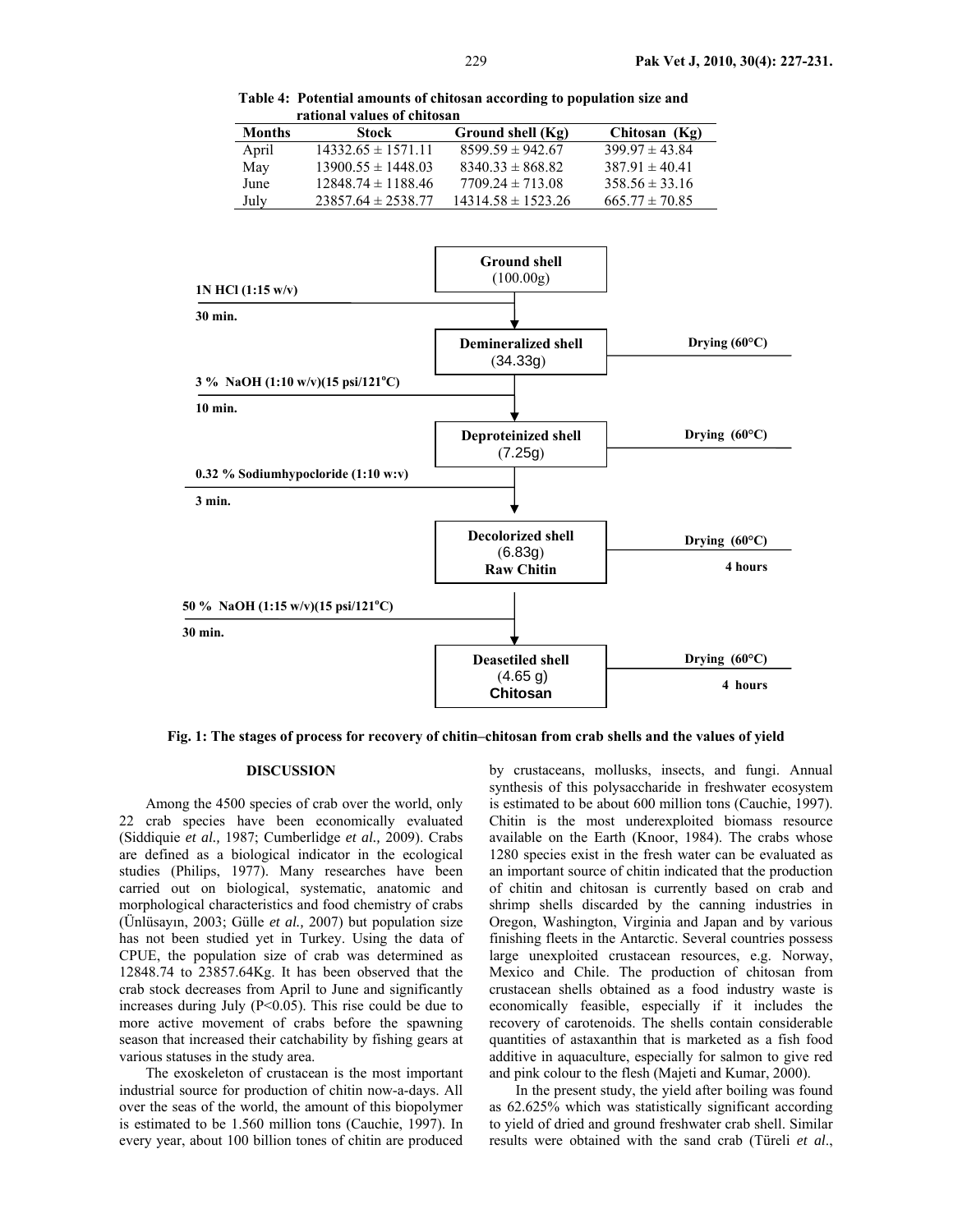**Table 4: Potential amounts of chitosan according to population size and rational values of chitosan**

| Months | Stock | Ground shell (Kg) | Chitosan (Kg) |
|---|---|---|---|
| April | 14332.65 ± 1571.11 | 8599.59 ± 942.67 | 399.97 ± 43.84 |
| May | 13900.55 ± 1448.03 | 8340.33 ± 868.82 | 387.91 ± 40.41 |
| June | 12848.74 ± 1188.46 | 7709.24 ± 713.08 | 358.56 ± 33.16 |
| July | 23857.64 ± 2538.77 | 14314.58 ± 1523.26 | 665.77 ± 70.85 |

**Ground shell** (100.00g)

1N HCl (1:15 w/v), 30 min.

**Demineralized shell** (34.33g) — Drying (60°C)

3 % NaOH (1:10 w/v)(15 psi/121°C), 10 min.

**Deproteinized shell** (7.25g) — Drying (60°C)

0.32 % Sodiumhypocloride (1:10 w:v), 3 min.

**Decolorized shell** (6.83g) **Raw Chitin** — Drying (60°C), 4 hours

50 % NaOH (1:15 w/v)(15 psi/121°C), 30 min.

**Deasetiled shell** (4.65 g) **Chitosan** — Drying (60°C), 4 hours

**Fig. 1: The stages of process for recovery of chitin–chitosan from crab shells and the values of yield**

## DISCUSSION

Among the 4500 species of crab over the world, only 22 crab species have been economically evaluated (Siddiquie *et al.,* 1987; Cumberlidge *et al.,* 2009). Crabs are defined as a biological indicator in the ecological studies (Philips, 1977). Many researches have been carried out on biological, systematic, anatomic and morphological characteristics and food chemistry of crabs (Ünlüsayın, 2003; Gülle *et al.,* 2007) but population size has not been studied yet in Turkey. Using the data of CPUE, the population size of crab was determined as 12848.74 to 23857.64Kg. It has been observed that the crab stock decreases from April to June and significantly increases during July ($P<0.05$). This rise could be due to more active movement of crabs before the spawning season that increased their catchability by fishing gears at various statuses in the study area.

The exoskeleton of crustacean is the most important industrial source for production of chitin now-a-days. All over the seas of the world, the amount of this biopolymer is estimated to be 1.560 million tons (Cauchie, 1997). In every year, about 100 billion tones of chitin are produced by crustaceans, mollusks, insects, and fungi. Annual synthesis of this polysaccharide in freshwater ecosystem is estimated to be about 600 million tons (Cauchie, 1997). Chitin is the most underexploited biomass resource available on the Earth (Knoor, 1984). The crabs whose 1280 species exist in the fresh water can be evaluated as an important source of chitin indicated that the production of chitin and chitosan is currently based on crab and shrimp shells discarded by the canning industries in Oregon, Washington, Virginia and Japan and by various finishing fleets in the Antarctic. Several countries possess large unexploited crustacean resources, e.g. Norway, Mexico and Chile. The production of chitosan from crustacean shells obtained as a food industry waste is economically feasible, especially if it includes the recovery of carotenoids. The shells contain considerable quantities of astaxanthin that is marketed as a fish food additive in aquaculture, especially for salmon to give red and pink colour to the flesh (Majeti and Kumar, 2000).

In the present study, the yield after boiling was found as 62.625% which was statistically significant according to yield of dried and ground freshwater crab shell. Similar results were obtained with the sand crab (Türeli *et al*.,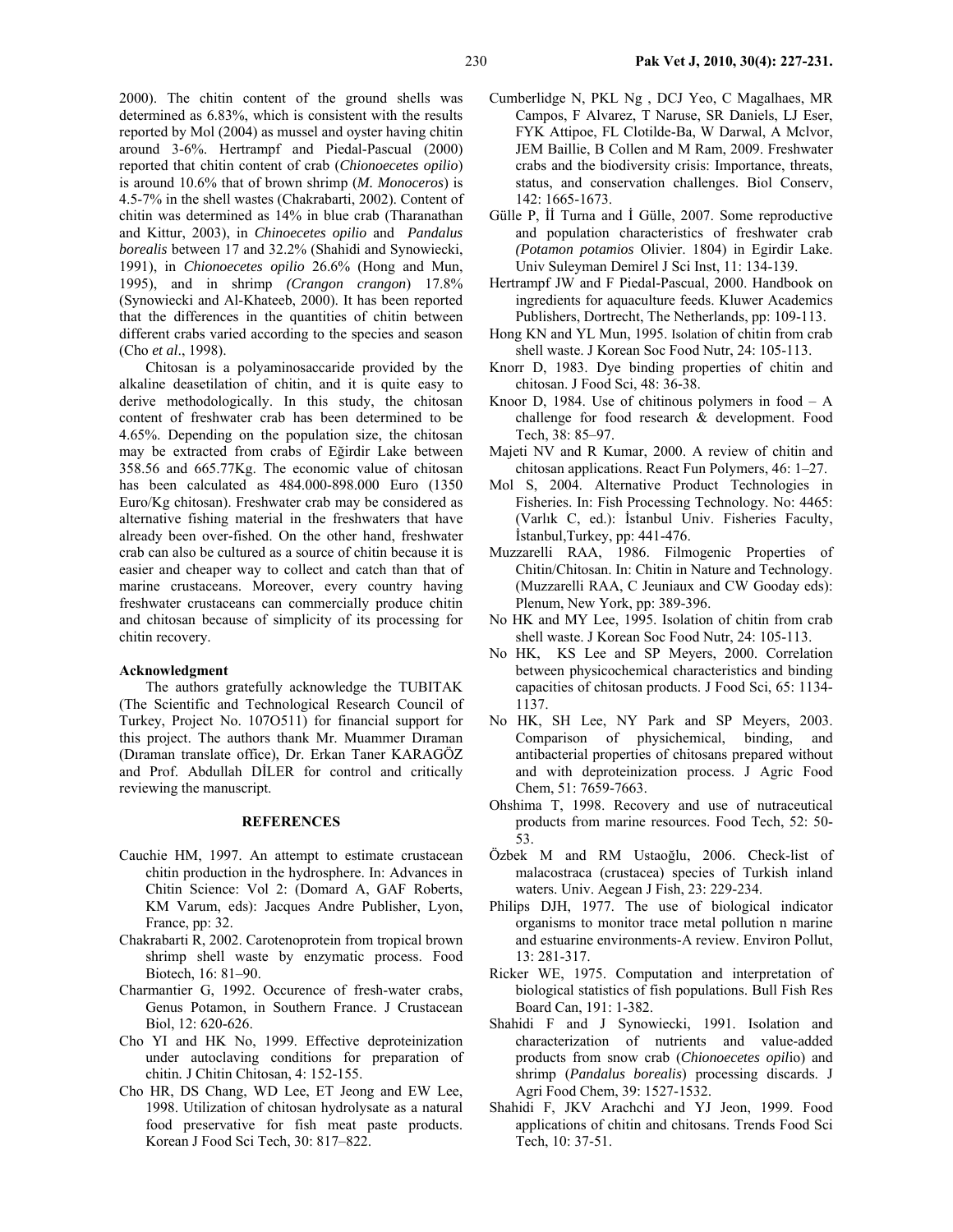2000). The chitin content of the ground shells was determined as 6.83%, which is consistent with the results reported by Mol (2004) as mussel and oyster having chitin around 3-6%. Hertrampf and Piedal-Pascual (2000) reported that chitin content of crab (*Chionoecetes opilio*) is around 10.6% that of brown shrimp (*M. Monoceros*) is 4.5-7% in the shell wastes (Chakrabarti, 2002). Content of chitin was determined as 14% in blue crab (Tharanathan and Kittur, 2003), in *Chinoecetes opilio* and *Pandalus borealis* between 17 and 32.2% (Shahidi and Synowiecki, 1991), in *Chionoecetes opilio* 26.6% (Hong and Mun, 1995), and in shrimp *(Crangon crangon*) 17.8% (Synowiecki and Al-Khateeb, 2000). It has been reported that the differences in the quantities of chitin between different crabs varied according to the species and season (Cho *et al*., 1998).

Chitosan is a polyaminosaccaride provided by the alkaline deasetilation of chitin, and it is quite easy to derive methodologically. In this study, the chitosan content of freshwater crab has been determined to be 4.65%. Depending on the population size, the chitosan may be extracted from crabs of Eğirdir Lake between 358.56 and 665.77Kg. The economic value of chitosan has been calculated as 484.000-898.000 Euro (1350 Euro/Kg chitosan). Freshwater crab may be considered as alternative fishing material in the freshwaters that have already been over-fished. On the other hand, freshwater crab can also be cultured as a source of chitin because it is easier and cheaper way to collect and catch than that of marine crustaceans. Moreover, every country having freshwater crustaceans can commercially produce chitin and chitosan because of simplicity of its processing for chitin recovery.

**Acknowledgment**

The authors gratefully acknowledge the TUBITAK (The Scientific and Technological Research Council of Turkey, Project No. 107O511) for financial support for this project. The authors thank Mr. Muammer Dıraman (Dıraman translate office), Dr. Erkan Taner KARAGÖZ and Prof. Abdullah DİLER for control and critically reviewing the manuscript.

## REFERENCES

Cauchie HM, 1997. An attempt to estimate crustacean chitin production in the hydrosphere. In: Advances in Chitin Science: Vol 2: (Domard A, GAF Roberts, KM Varum, eds): Jacques Andre Publisher, Lyon, France, pp: 32.

Chakrabarti R, 2002. Carotenoprotein from tropical brown shrimp shell waste by enzymatic process. Food Biotech, 16: 81–90.

Charmantier G, 1992. Occurence of fresh-water crabs, Genus Potamon, in Southern France. J Crustacean Biol, 12: 620-626.

Cho YI and HK No, 1999. Effective deproteinization under autoclaving conditions for preparation of chitin. J Chitin Chitosan, 4: 152-155.

Cho HR, DS Chang, WD Lee, ET Jeong and EW Lee, 1998. Utilization of chitosan hydrolysate as a natural food preservative for fish meat paste products. Korean J Food Sci Tech, 30: 817–822.

Cumberlidge N, PKL Ng , DCJ Yeo, C Magalhaes, MR Campos, F Alvarez, T Naruse, SR Daniels, LJ Eser, FYK Attipoe, FL Clotilde-Ba, W Darwal, A Mclvor, JEM Baillie, B Collen and M Ram, 2009. Freshwater crabs and the biodiversity crisis: Importance, threats, status, and conservation challenges. Biol Conserv, 142: 1665-1673.

Gülle P, İİ Turna and İ Gülle, 2007. Some reproductive and population characteristics of freshwater crab *(Potamon potamios* Olivier. 1804) in Egirdir Lake. Univ Suleyman Demirel J Sci Inst, 11: 134-139.

Hertrampf JW and F Piedal-Pascual, 2000. Handbook on ingredients for aquaculture feeds. Kluwer Academics Publishers, Dortrecht, The Netherlands, pp: 109-113.

Hong KN and YL Mun, 1995. Isolation of chitin from crab shell waste. J Korean Soc Food Nutr, 24: 105-113.

Knorr D, 1983. Dye binding properties of chitin and chitosan. J Food Sci, 48: 36-38.

Knoor D, 1984. Use of chitinous polymers in food – A challenge for food research & development. Food Tech, 38: 85–97.

Majeti NV and R Kumar, 2000. A review of chitin and chitosan applications. React Fun Polymers, 46: 1–27.

Mol S, 2004. Alternative Product Technologies in Fisheries. In: Fish Processing Technology. No: 4465: (Varlık C, ed.): İstanbul Univ. Fisheries Faculty, İstanbul,Turkey, pp: 441-476.

Muzzarelli RAA, 1986. Filmogenic Properties of Chitin/Chitosan. In: Chitin in Nature and Technology. (Muzzarelli RAA, C Jeuniaux and CW Gooday eds): Plenum, New York, pp: 389-396.

No HK and MY Lee, 1995. Isolation of chitin from crab shell waste. J Korean Soc Food Nutr, 24: 105-113.

No HK, KS Lee and SP Meyers, 2000. Correlation between physicochemical characteristics and binding capacities of chitosan products. J Food Sci, 65: 1134-1137.

No HK, SH Lee, NY Park and SP Meyers, 2003. Comparison of physichemical, binding, and antibacterial properties of chitosans prepared without and with deproteinization process. J Agric Food Chem, 51: 7659-7663.

Ohshima T, 1998. Recovery and use of nutraceutical products from marine resources. Food Tech, 52: 50-53.

Özbek M and RM Ustaoğlu, 2006. Check-list of malacostraca (crustacea) species of Turkish inland waters. Univ. Aegean J Fish, 23: 229-234.

Philips DJH, 1977. The use of biological indicator organisms to monitor trace metal pollution n marine and estuarine environments-A review. Environ Pollut, 13: 281-317.

Ricker WE, 1975. Computation and interpretation of biological statistics of fish populations. Bull Fish Res Board Can, 191: 1-382.

Shahidi F and J Synowiecki, 1991. Isolation and characterization of nutrients and value-added products from snow crab (*Chionoecetes opil*io) and shrimp (*Pandalus borealis*) processing discards. J Agri Food Chem, 39: 1527-1532.

Shahidi F, JKV Arachchi and YJ Jeon, 1999. Food applications of chitin and chitosans. Trends Food Sci Tech, 10: 37-51.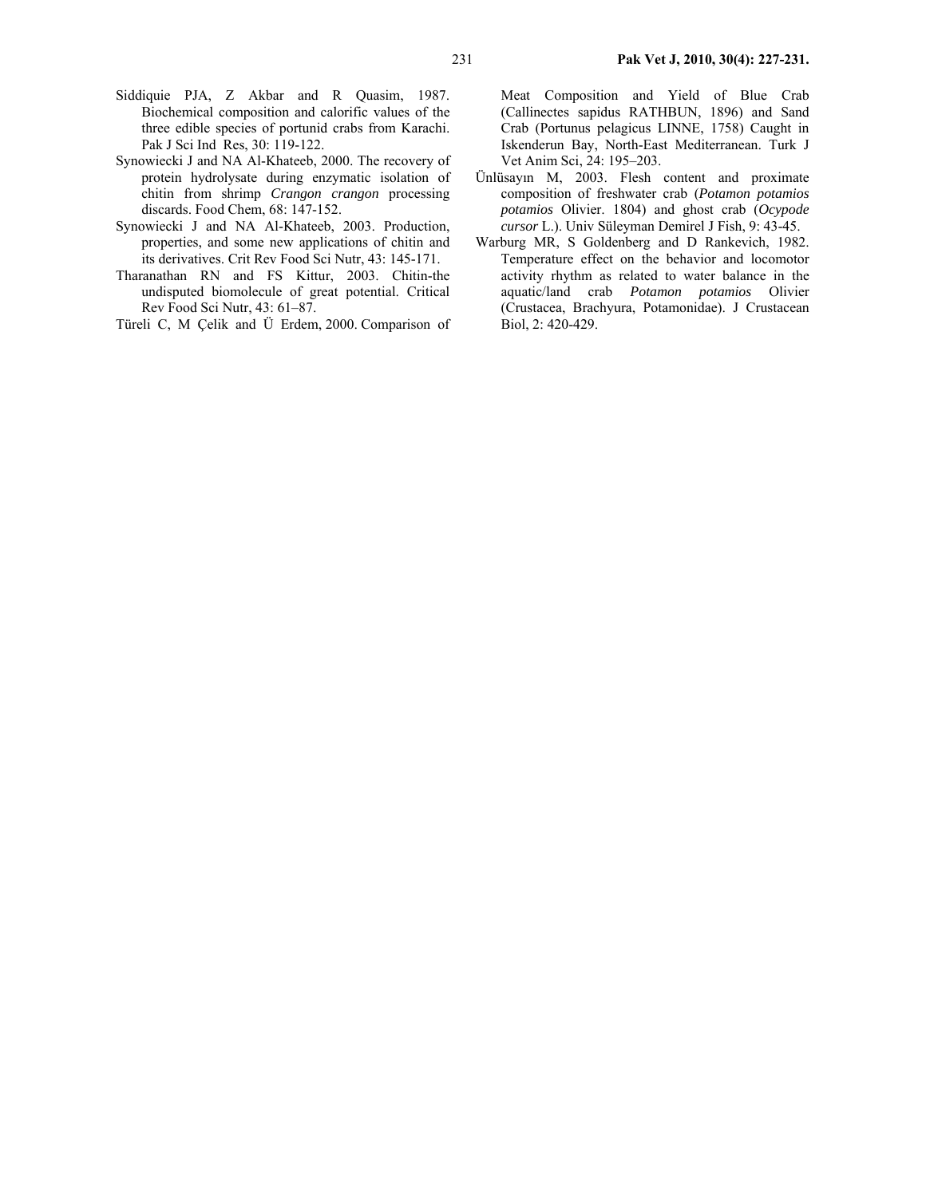Siddiquie PJA, Z Akbar and R Quasim, 1987. Biochemical composition and calorific values of the three edible species of portunid crabs from Karachi. Pak J Sci Ind Res, 30: 119-122.

Synowiecki J and NA Al-Khateeb, 2000. The recovery of protein hydrolysate during enzymatic isolation of chitin from shrimp *Crangon crangon* processing discards. Food Chem, 68: 147-152.

Synowiecki J and NA Al-Khateeb, 2003. Production, properties, and some new applications of chitin and its derivatives. Crit Rev Food Sci Nutr, 43: 145-171.

Tharanathan RN and FS Kittur, 2003. Chitin-the undisputed biomolecule of great potential. Critical Rev Food Sci Nutr, 43: 61–87.

Türeli C, M Çelik and Ü Erdem, 2000. Comparison of Meat Composition and Yield of Blue Crab (Callinectes sapidus RATHBUN, 1896) and Sand Crab (Portunus pelagicus LINNE, 1758) Caught in Iskenderun Bay, North-East Mediterranean. Turk J Vet Anim Sci, 24: 195–203.

Ünlüsayın M, 2003. Flesh content and proximate composition of freshwater crab (*Potamon potamios potamios* Olivier. 1804) and ghost crab (*Ocypode cursor* L.). Univ Süleyman Demirel J Fish, 9: 43-45.

Warburg MR, S Goldenberg and D Rankevich, 1982. Temperature effect on the behavior and locomotor activity rhythm as related to water balance in the aquatic/land crab *Potamon potamios* Olivier (Crustacea, Brachyura, Potamonidae). J Crustacean Biol, 2: 420-429.